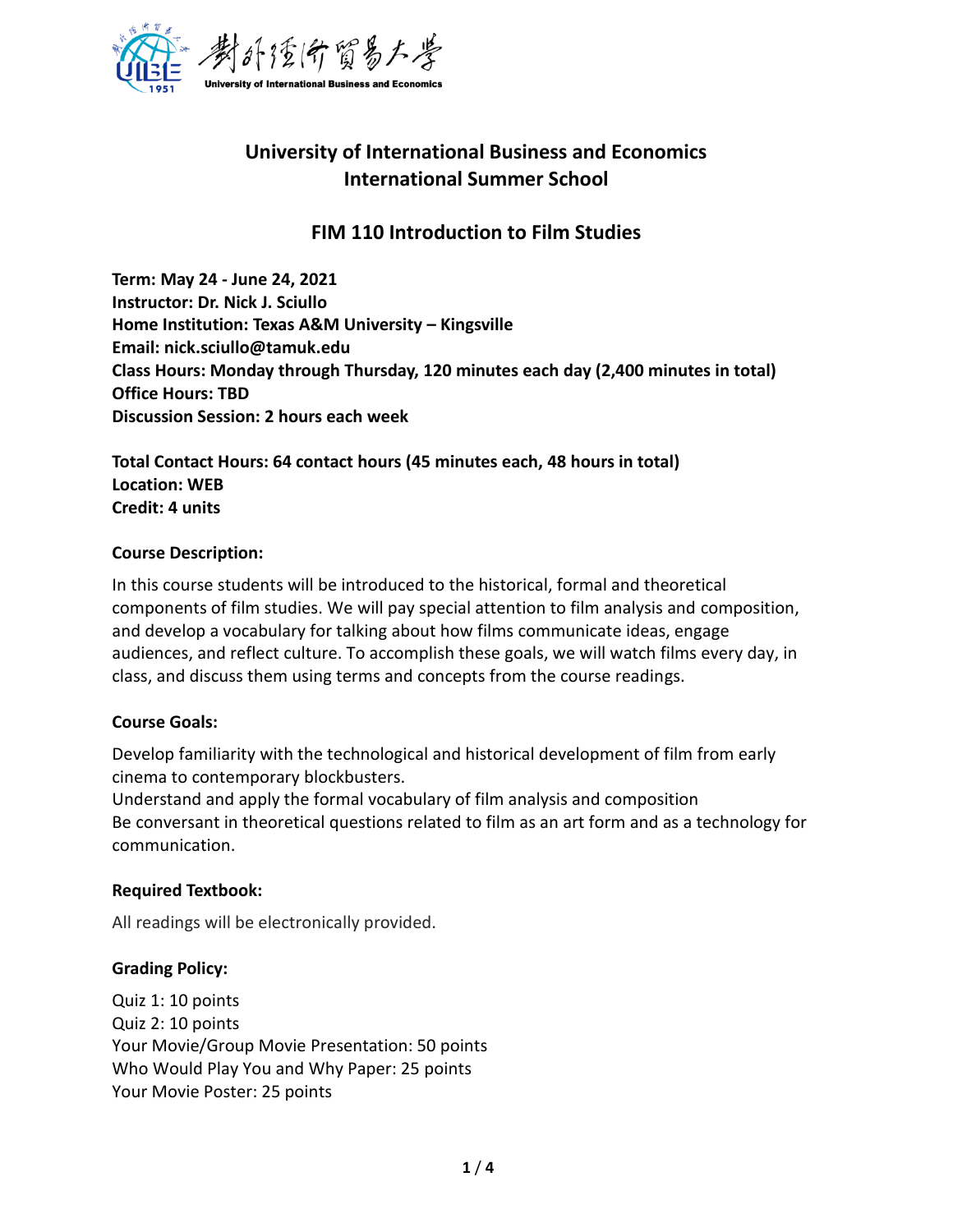# University of International Business and Economics
# International Summer School

## FIM 110 Introduction to Film Studies

**Term: May 24 - June 24, 2021**
**Instructor: Dr. Nick J. Sciullo**
**Home Institution: Texas A&M University – Kingsville**
**Email: nick.sciullo@tamuk.edu**
**Class Hours: Monday through Thursday, 120 minutes each day (2,400 minutes in total)**
**Office Hours: TBD**
**Discussion Session: 2 hours each week**

**Total Contact Hours: 64 contact hours (45 minutes each, 48 hours in total)**
**Location: WEB**
**Credit: 4 units**

**Course Description:**

In this course students will be introduced to the historical, formal and theoretical components of film studies. We will pay special attention to film analysis and composition, and develop a vocabulary for talking about how films communicate ideas, engage audiences, and reflect culture. To accomplish these goals, we will watch films every day, in class, and discuss them using terms and concepts from the course readings.

**Course Goals:**

Develop familiarity with the technological and historical development of film from early cinema to contemporary blockbusters.
Understand and apply the formal vocabulary of film analysis and composition
Be conversant in theoretical questions related to film as an art form and as a technology for communication.

**Required Textbook:**

All readings will be electronically provided.

**Grading Policy:**

Quiz 1: 10 points
Quiz 2: 10 points
Your Movie/Group Movie Presentation: 50 points
Who Would Play You and Why Paper: 25 points
Your Movie Poster: 25 points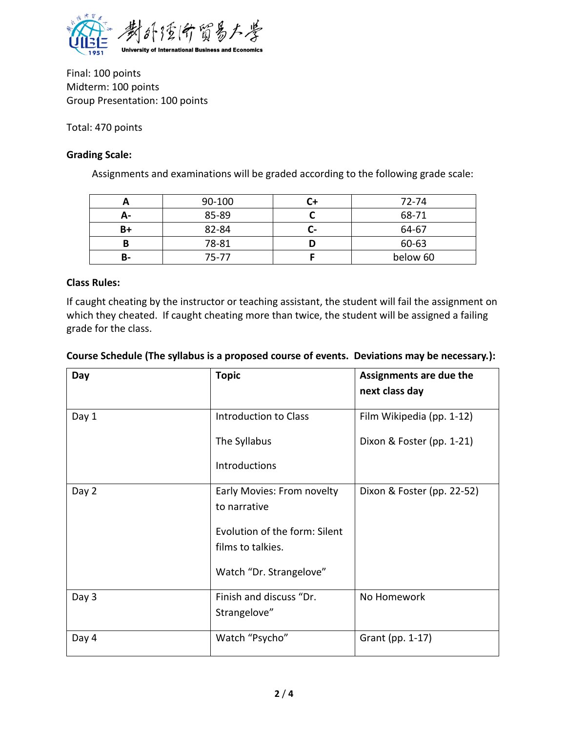Final: 100 points
Midterm: 100 points
Group Presentation: 100 points

Total: 470 points

**Grading Scale:**

Assignments and examinations will be graded according to the following grade scale:

| **A** | 90-100 | **C+** | 72-74 |
|---|---|---|---|
| **A-** | 85-89 | **C** | 68-71 |
| **B+** | 82-84 | **C-** | 64-67 |
| **B** | 78-81 | **D** | 60-63 |
| **B-** | 75-77 | **F** | below 60 |

**Class Rules:**

If caught cheating by the instructor or teaching assistant, the student will fail the assignment on which they cheated. If caught cheating more than twice, the student will be assigned a failing grade for the class.

**Course Schedule (The syllabus is a proposed course of events. Deviations may be necessary.):**

| **Day** | **Topic** | **Assignments are due the next class day** |
|---|---|---|
| Day 1 | Introduction to Class<br><br>The Syllabus<br><br>Introductions | Film Wikipedia (pp. 1-12)<br><br>Dixon & Foster (pp. 1-21) |
| Day 2 | Early Movies: From novelty to narrative<br><br>Evolution of the form: Silent films to talkies.<br><br>Watch "Dr. Strangelove" | Dixon & Foster (pp. 22-52) |
| Day 3 | Finish and discuss "Dr. Strangelove" | No Homework |
| Day 4 | Watch "Psycho" | Grant (pp. 1-17) |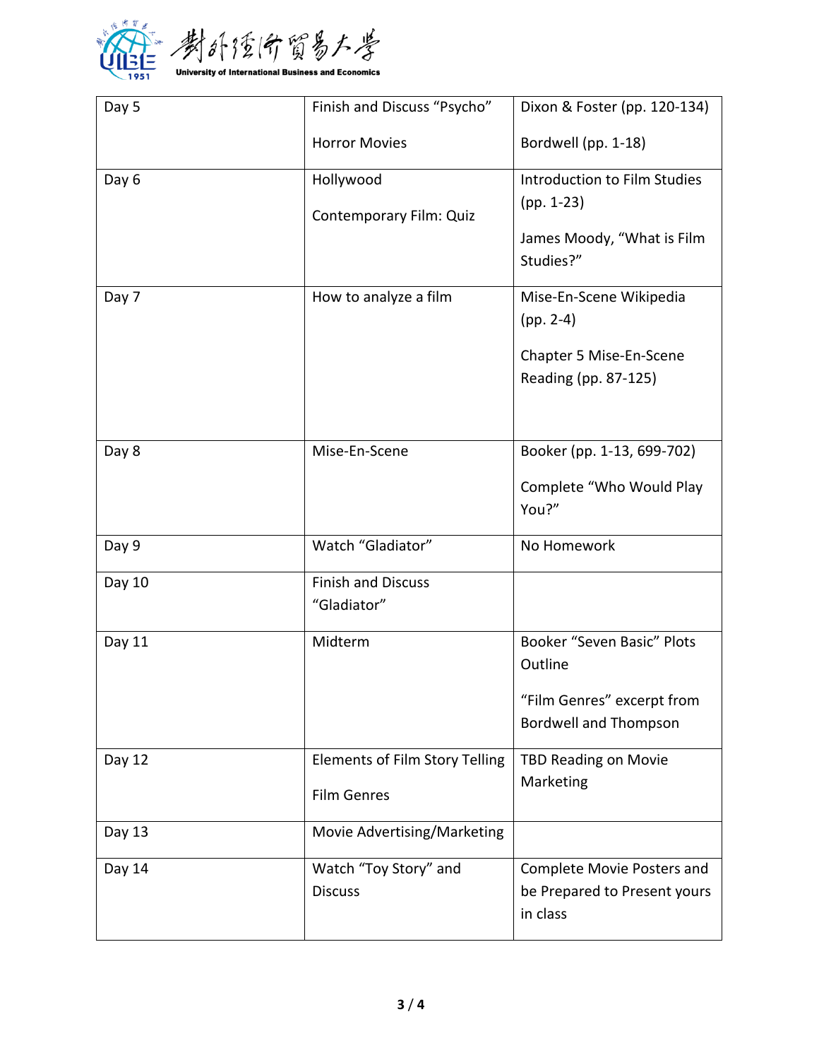| Day 5 | Finish and Discuss “Psycho”<br><br>Horror Movies | Dixon & Foster (pp. 120-134)<br><br>Bordwell (pp. 1-18) |
|---|---|---|
| Day 6 | Hollywood<br><br>Contemporary Film: Quiz | Introduction to Film Studies (pp. 1-23)<br><br>James Moody, “What is Film Studies?” |
| Day 7 | How to analyze a film | Mise-En-Scene Wikipedia (pp. 2-4)<br><br>Chapter 5 Mise-En-Scene Reading (pp. 87-125) |
| Day 8 | Mise-En-Scene | Booker (pp. 1-13, 699-702)<br><br>Complete “Who Would Play You?” |
| Day 9 | Watch “Gladiator” | No Homework |
| Day 10 | Finish and Discuss “Gladiator” | |
| Day 11 | Midterm | Booker “Seven Basic” Plots Outline<br><br>“Film Genres” excerpt from Bordwell and Thompson |
| Day 12 | Elements of Film Story Telling<br><br>Film Genres | TBD Reading on Movie Marketing |
| Day 13 | Movie Advertising/Marketing | |
| Day 14 | Watch “Toy Story” and Discuss | Complete Movie Posters and be Prepared to Present yours in class |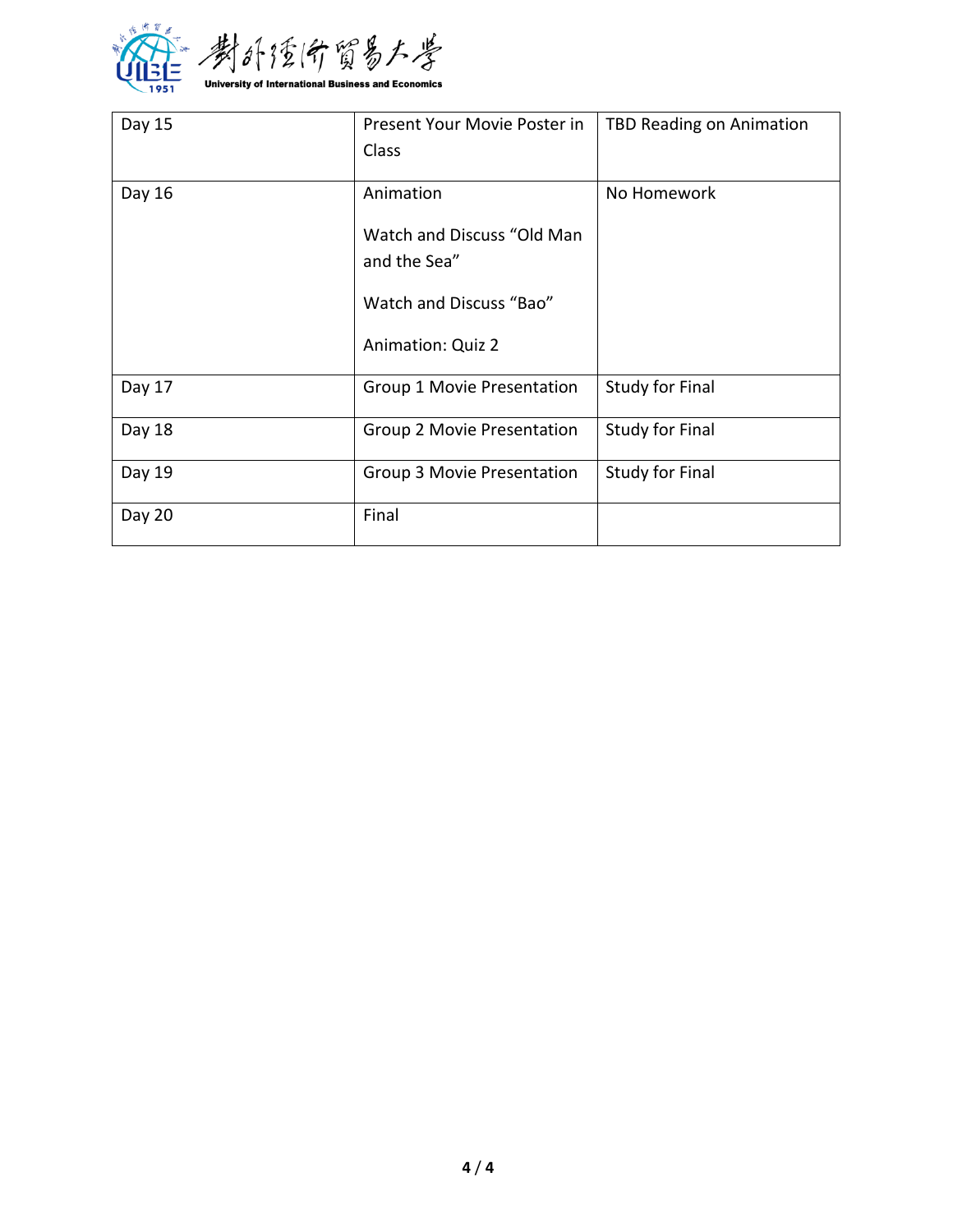| | | |
|---|---|---|
| Day 15 | Present Your Movie Poster in Class | TBD Reading on Animation |
| Day 16 | Animation<br><br>Watch and Discuss “Old Man and the Sea”<br><br>Watch and Discuss “Bao”<br><br>Animation: Quiz 2 | No Homework |
| Day 17 | Group 1 Movie Presentation | Study for Final |
| Day 18 | Group 2 Movie Presentation | Study for Final |
| Day 19 | Group 3 Movie Presentation | Study for Final |
| Day 20 | Final | |